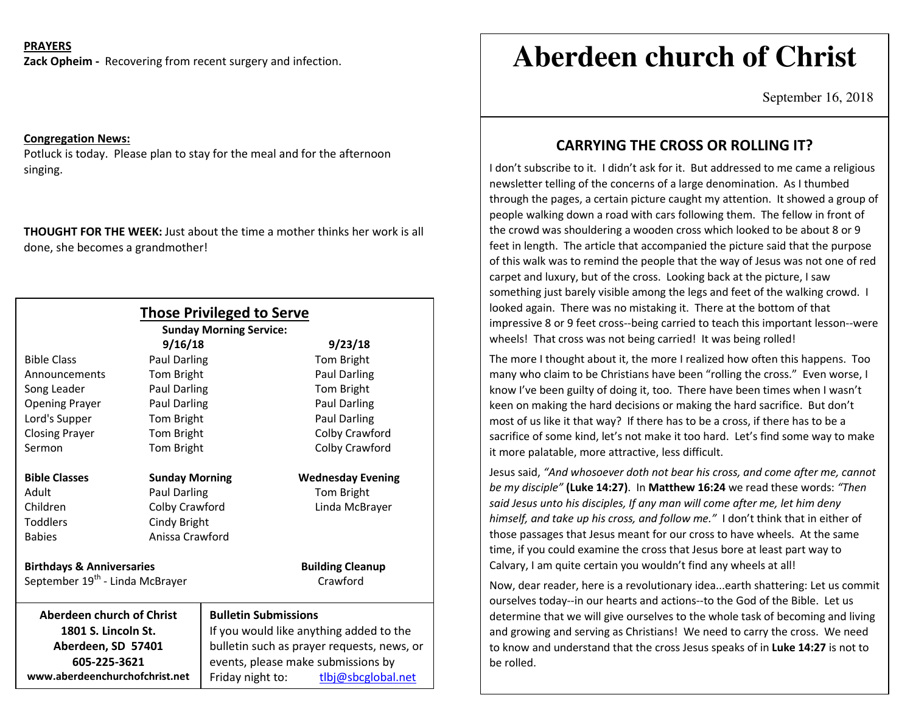**PRAYERS**

**Zack Opheim -** Recovering from recent surgery and infection.

**Congregation News:**

Potluck is today. Please plan to stay for the meal and for the afternoon singing.

**THOUGHT FOR THE WEEK:** Just about the time a mother thinks her work is all done, she becomes a grandmother!

## Those Privileged to Serve

**Sunday Morning Service:**

| | 9/16/18 | 9/23/18 |
|---|---|---|
| Bible Class | Paul Darling | Tom Bright |
| Announcements | Tom Bright | Paul Darling |
| Song Leader | Paul Darling | Tom Bright |
| Opening Prayer | Paul Darling | Paul Darling |
| Lord's Supper | Tom Bright | Paul Darling |
| Closing Prayer | Tom Bright | Colby Crawford |
| Sermon | Tom Bright | Colby Crawford |

| Bible Classes | Sunday Morning | Wednesday Evening |
|---|---|---|
| Adult | Paul Darling | Tom Bright |
| Children | Colby Crawford | Linda McBrayer |
| Toddlers | Cindy Bright | |
| Babies | Anissa Crawford | |

**Birthdays & Anniversaries**

September 19th - Linda McBrayer

**Building Cleanup**

Crawford

**Aberdeen church of Christ**
**1801 S. Lincoln St.**
**Aberdeen, SD 57401**
**605-225-3621**
**www.aberdeenchurchofchrist.net**

**Bulletin Submissions**

If you would like anything added to the bulletin such as prayer requests, news, or events, please make submissions by Friday night to: tlbj@sbcglobal.net

# Aberdeen church of Christ

September 16, 2018

## CARRYING THE CROSS OR ROLLING IT?

I don't subscribe to it. I didn't ask for it. But addressed to me came a religious newsletter telling of the concerns of a large denomination. As I thumbed through the pages, a certain picture caught my attention. It showed a group of people walking down a road with cars following them. The fellow in front of the crowd was shouldering a wooden cross which looked to be about 8 or 9 feet in length. The article that accompanied the picture said that the purpose of this walk was to remind the people that the way of Jesus was not one of red carpet and luxury, but of the cross. Looking back at the picture, I saw something just barely visible among the legs and feet of the walking crowd. I looked again. There was no mistaking it. There at the bottom of that impressive 8 or 9 feet cross--being carried to teach this important lesson--were wheels! That cross was not being carried! It was being rolled!

The more I thought about it, the more I realized how often this happens. Too many who claim to be Christians have been "rolling the cross." Even worse, I know I've been guilty of doing it, too. There have been times when I wasn't keen on making the hard decisions or making the hard sacrifice. But don't most of us like it that way? If there has to be a cross, if there has to be a sacrifice of some kind, let's not make it too hard. Let's find some way to make it more palatable, more attractive, less difficult.

Jesus said, *"And whosoever doth not bear his cross, and come after me, cannot be my disciple"* **(Luke 14:27)**. In **Matthew 16:24** we read these words: *"Then said Jesus unto his disciples, If any man will come after me, let him deny himself, and take up his cross, and follow me."* I don't think that in either of those passages that Jesus meant for our cross to have wheels. At the same time, if you could examine the cross that Jesus bore at least part way to Calvary, I am quite certain you wouldn't find any wheels at all!

Now, dear reader, here is a revolutionary idea...earth shattering: Let us commit ourselves today--in our hearts and actions--to the God of the Bible. Let us determine that we will give ourselves to the whole task of becoming and living and growing and serving as Christians! We need to carry the cross. We need to know and understand that the cross Jesus speaks of in **Luke 14:27** is not to be rolled.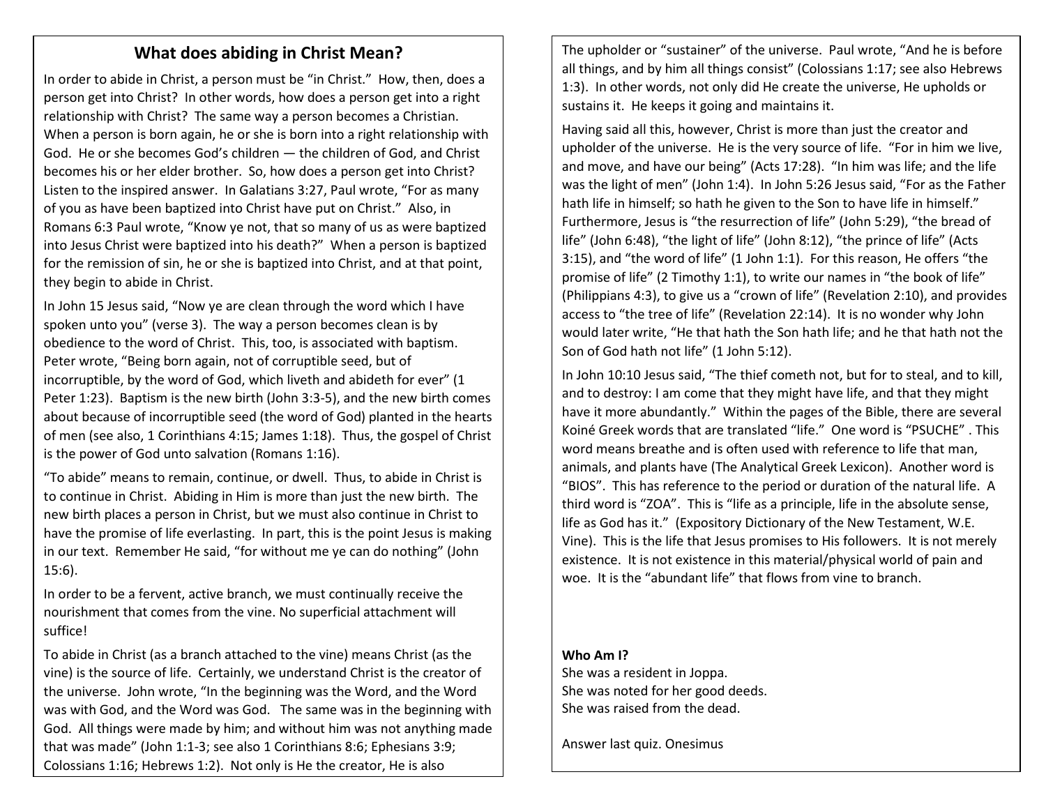## What does abiding in Christ Mean?

In order to abide in Christ, a person must be "in Christ." How, then, does a person get into Christ? In other words, how does a person get into a right relationship with Christ? The same way a person becomes a Christian. When a person is born again, he or she is born into a right relationship with God. He or she becomes God's children — the children of God, and Christ becomes his or her elder brother. So, how does a person get into Christ? Listen to the inspired answer. In Galatians 3:27, Paul wrote, "For as many of you as have been baptized into Christ have put on Christ." Also, in Romans 6:3 Paul wrote, "Know ye not, that so many of us as were baptized into Jesus Christ were baptized into his death?" When a person is baptized for the remission of sin, he or she is baptized into Christ, and at that point, they begin to abide in Christ.

In John 15 Jesus said, "Now ye are clean through the word which I have spoken unto you" (verse 3). The way a person becomes clean is by obedience to the word of Christ. This, too, is associated with baptism. Peter wrote, "Being born again, not of corruptible seed, but of incorruptible, by the word of God, which liveth and abideth for ever" (1 Peter 1:23). Baptism is the new birth (John 3:3-5), and the new birth comes about because of incorruptible seed (the word of God) planted in the hearts of men (see also, 1 Corinthians 4:15; James 1:18). Thus, the gospel of Christ is the power of God unto salvation (Romans 1:16).

"To abide" means to remain, continue, or dwell. Thus, to abide in Christ is to continue in Christ. Abiding in Him is more than just the new birth. The new birth places a person in Christ, but we must also continue in Christ to have the promise of life everlasting. In part, this is the point Jesus is making in our text. Remember He said, "for without me ye can do nothing" (John 15:6).

In order to be a fervent, active branch, we must continually receive the nourishment that comes from the vine. No superficial attachment will suffice!

To abide in Christ (as a branch attached to the vine) means Christ (as the vine) is the source of life. Certainly, we understand Christ is the creator of the universe. John wrote, "In the beginning was the Word, and the Word was with God, and the Word was God. The same was in the beginning with God. All things were made by him; and without him was not anything made that was made" (John 1:1-3; see also 1 Corinthians 8:6; Ephesians 3:9; Colossians 1:16; Hebrews 1:2). Not only is He the creator, He is also The upholder or "sustainer" of the universe. Paul wrote, "And he is before all things, and by him all things consist" (Colossians 1:17; see also Hebrews 1:3). In other words, not only did He create the universe, He upholds or sustains it. He keeps it going and maintains it.

Having said all this, however, Christ is more than just the creator and upholder of the universe. He is the very source of life. "For in him we live, and move, and have our being" (Acts 17:28). "In him was life; and the life was the light of men" (John 1:4). In John 5:26 Jesus said, "For as the Father hath life in himself; so hath he given to the Son to have life in himself." Furthermore, Jesus is "the resurrection of life" (John 5:29), "the bread of life" (John 6:48), "the light of life" (John 8:12), "the prince of life" (Acts 3:15), and "the word of life" (1 John 1:1). For this reason, He offers "the promise of life" (2 Timothy 1:1), to write our names in "the book of life" (Philippians 4:3), to give us a "crown of life" (Revelation 2:10), and provides access to "the tree of life" (Revelation 22:14). It is no wonder why John would later write, "He that hath the Son hath life; and he that hath not the Son of God hath not life" (1 John 5:12).

In John 10:10 Jesus said, "The thief cometh not, but for to steal, and to kill, and to destroy: I am come that they might have life, and that they might have it more abundantly." Within the pages of the Bible, there are several Koiné Greek words that are translated "life." One word is "PSUCHE" . This word means breathe and is often used with reference to life that man, animals, and plants have (The Analytical Greek Lexicon). Another word is "BIOS". This has reference to the period or duration of the natural life. A third word is "ZOA". This is "life as a principle, life in the absolute sense, life as God has it." (Expository Dictionary of the New Testament, W.E. Vine). This is the life that Jesus promises to His followers. It is not merely existence. It is not existence in this material/physical world of pain and woe. It is the "abundant life" that flows from vine to branch.

**Who Am I?**

She was a resident in Joppa.
She was noted for her good deeds.
She was raised from the dead.

Answer last quiz. Onesimus